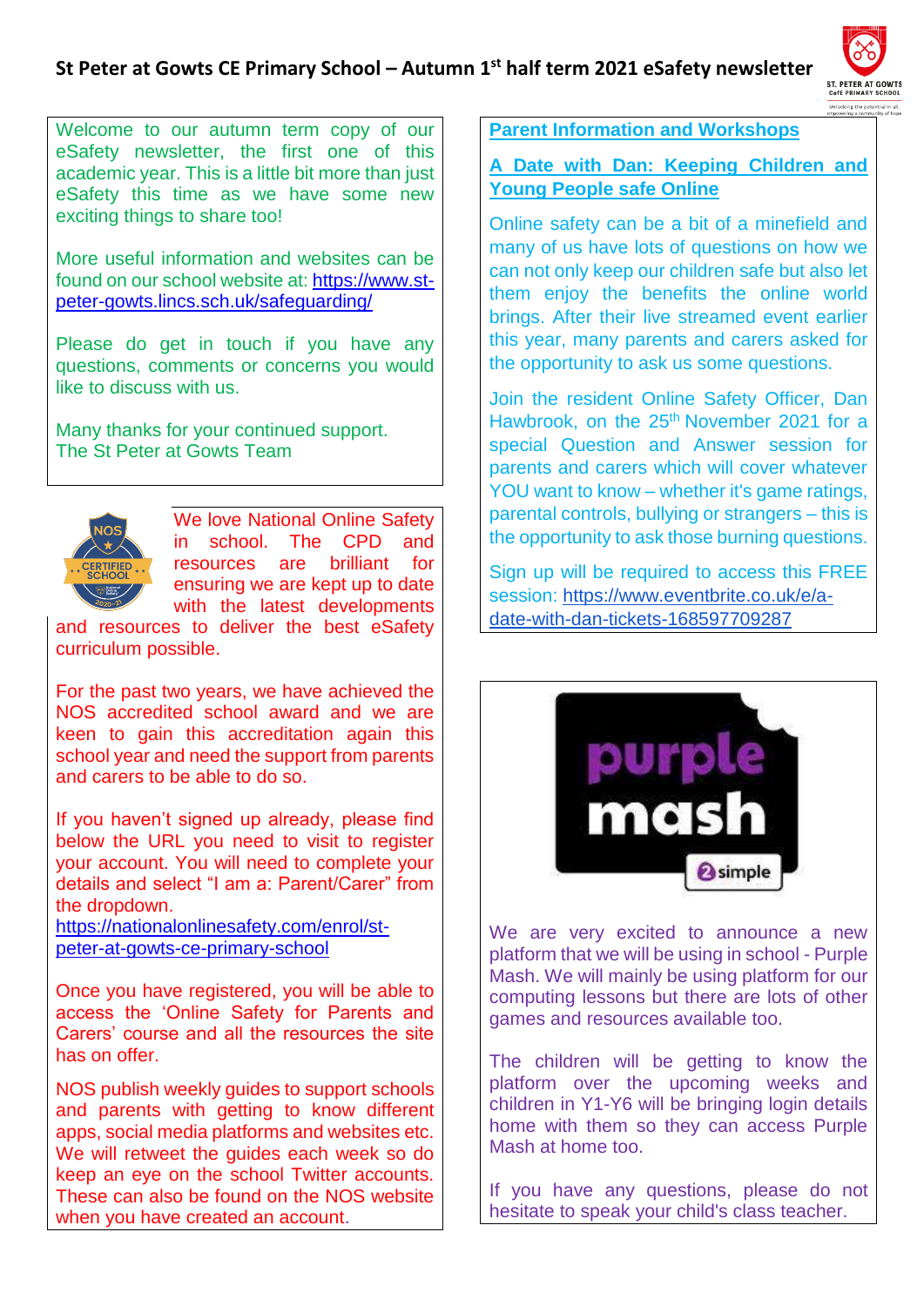# St Peter at Gowts CE Primary School – Autumn 1st half term 2021 eSafety newsletter

Welcome to our autumn term copy of our eSafety newsletter, the first one of this academic year. This is a little bit more than just eSafety this time as we have some new exciting things to share too!

More useful information and websites can be found on our school website at: https://www.st-peter-gowts.lincs.sch.uk/safeguarding/

Please do get in touch if you have any questions, comments or concerns you would like to discuss with us.

Many thanks for your continued support.
The St Peter at Gowts Team

We love National Online Safety in school. The CPD and resources are brilliant for ensuring we are kept up to date with the latest developments and resources to deliver the best eSafety curriculum possible.

For the past two years, we have achieved the NOS accredited school award and we are keen to gain this accreditation again this school year and need the support from parents and carers to be able to do so.

If you haven't signed up already, please find below the URL you need to visit to register your account. You will need to complete your details and select "I am a: Parent/Carer" from the dropdown.
https://nationalonlinesafety.com/enrol/st-peter-at-gowts-ce-primary-school

Once you have registered, you will be able to access the 'Online Safety for Parents and Carers' course and all the resources the site has on offer.

NOS publish weekly guides to support schools and parents with getting to know different apps, social media platforms and websites etc. We will retweet the guides each week so do keep an eye on the school Twitter accounts. These can also be found on the NOS website when you have created an account.

## Parent Information and Workshops

### A Date with Dan: Keeping Children and Young People safe Online

Online safety can be a bit of a minefield and many of us have lots of questions on how we can not only keep our children safe but also let them enjoy the benefits the online world brings. After their live streamed event earlier this year, many parents and carers asked for the opportunity to ask us some questions.

Join the resident Online Safety Officer, Dan Hawbrook, on the 25th November 2021 for a special Question and Answer session for parents and carers which will cover whatever YOU want to know – whether it's game ratings, parental controls, bullying or strangers – this is the opportunity to ask those burning questions.

Sign up will be required to access this FREE session: https://www.eventbrite.co.uk/e/a-date-with-dan-tickets-168597709287

We are very excited to announce a new platform that we will be using in school - Purple Mash. We will mainly be using platform for our computing lessons but there are lots of other games and resources available too.

The children will be getting to know the platform over the upcoming weeks and children in Y1-Y6 will be bringing login details home with them so they can access Purple Mash at home too.

If you have any questions, please do not hesitate to speak your child's class teacher.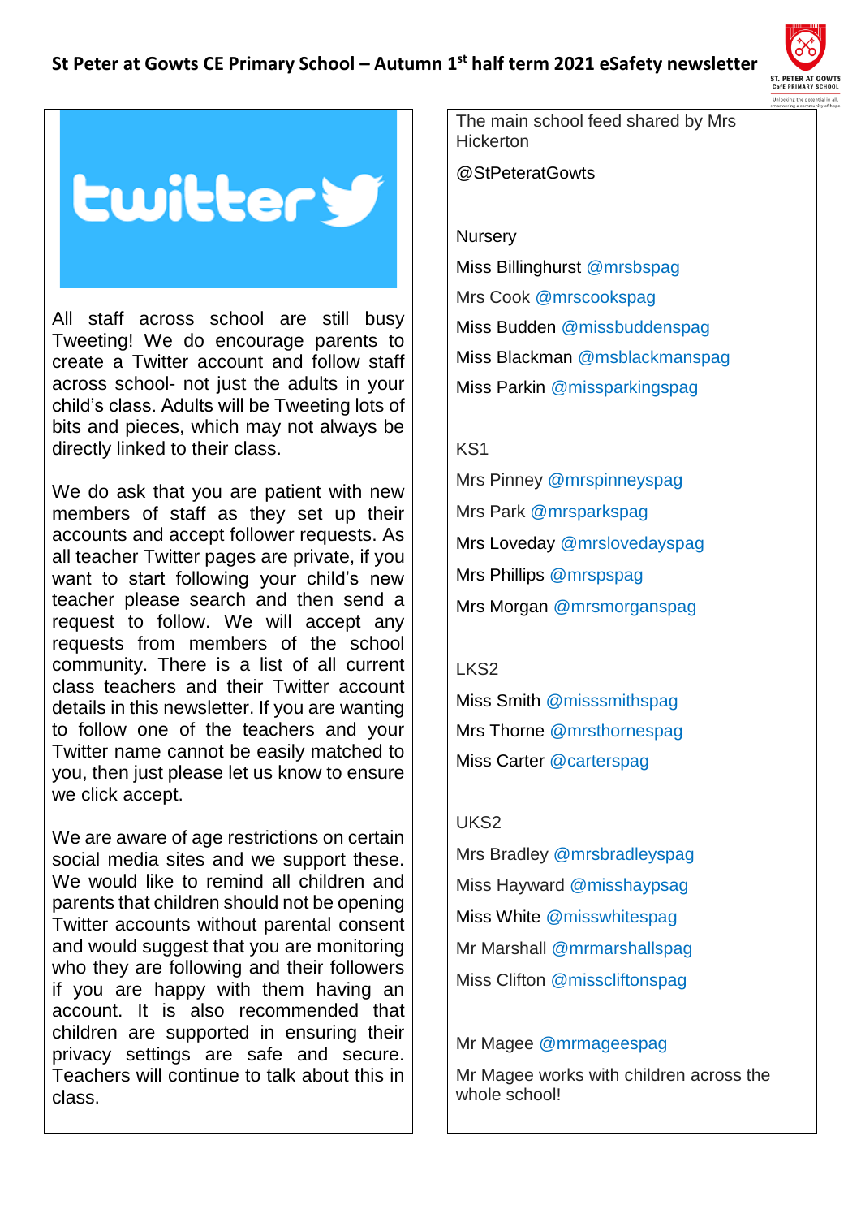# St Peter at Gowts CE Primary School – Autumn 1st half term 2021 eSafety newsletter

All staff across school are still busy Tweeting! We do encourage parents to create a Twitter account and follow staff across school- not just the adults in your child's class. Adults will be Tweeting lots of bits and pieces, which may not always be directly linked to their class.

We do ask that you are patient with new members of staff as they set up their accounts and accept follower requests. As all teacher Twitter pages are private, if you want to start following your child's new teacher please search and then send a request to follow. We will accept any requests from members of the school community. There is a list of all current class teachers and their Twitter account details in this newsletter. If you are wanting to follow one of the teachers and your Twitter name cannot be easily matched to you, then just please let us know to ensure we click accept.

We are aware of age restrictions on certain social media sites and we support these. We would like to remind all children and parents that children should not be opening Twitter accounts without parental consent and would suggest that you are monitoring who they are following and their followers if you are happy with them having an account. It is also recommended that children are supported in ensuring their privacy settings are safe and secure. Teachers will continue to talk about this in class.

The main school feed shared by Mrs Hickerton

@StPeteratGowts

Nursery

Miss Billinghurst @mrsbspag

Mrs Cook @mrscookspag

Miss Budden @missbuddenspag

Miss Blackman @msblackmanspag

Miss Parkin @missparkingspag

KS1

Mrs Pinney @mrspinneyspag

Mrs Park @mrsparkspag

Mrs Loveday @mrslovedayspag

Mrs Phillips @mrspspag

Mrs Morgan @mrsmorganspag

LKS2

Miss Smith @misssmithspag

Mrs Thorne @mrsthornespag

Miss Carter @carterspag

UKS2

Mrs Bradley @mrsbradleyspag

Miss Hayward @misshaypsag

Miss White @misswhitespag

Mr Marshall @mrmarshallspag

Miss Clifton @misscliftonspag

Mr Magee @mrmageespag

Mr Magee works with children across the whole school!